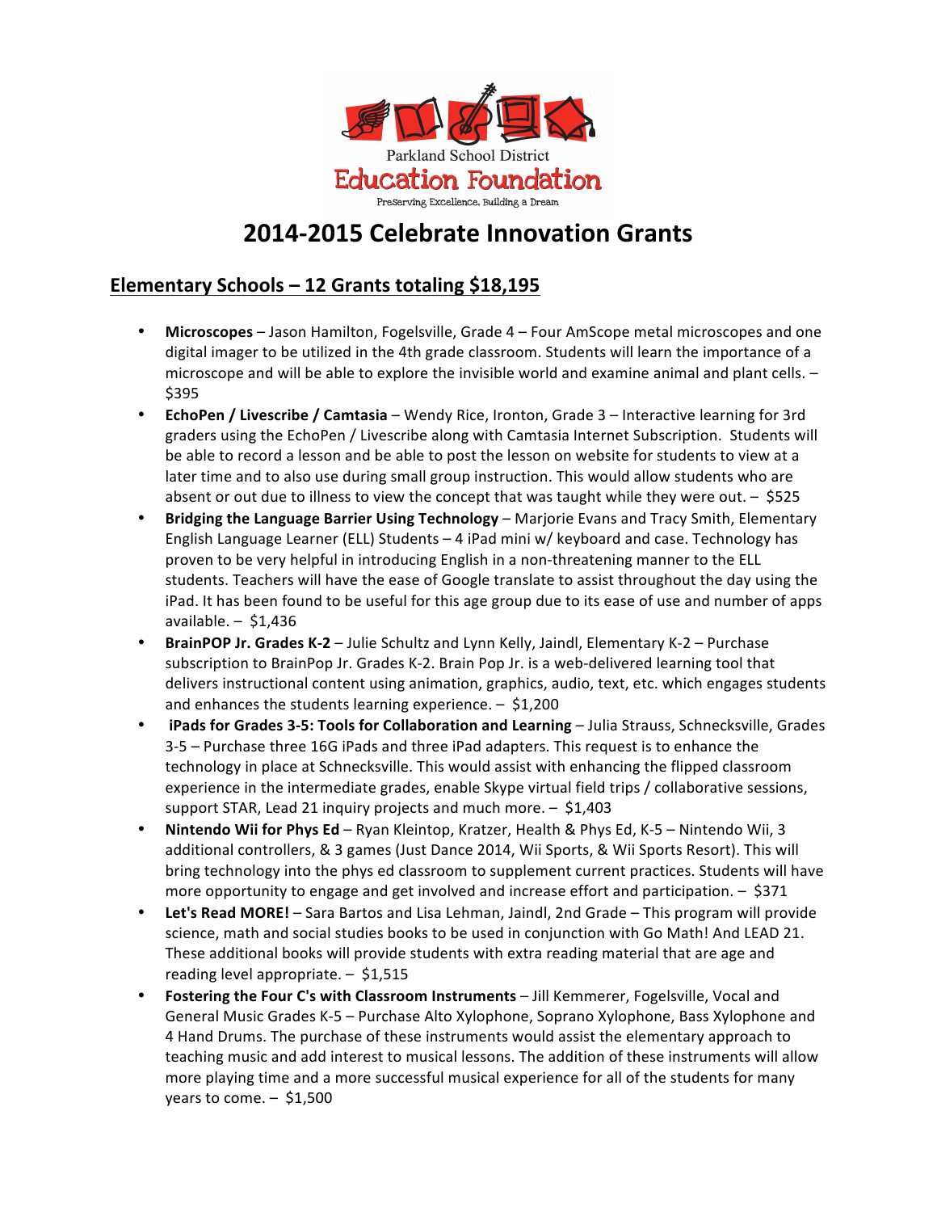Parkland School District
Education Foundation
Preserving Excellence, Building a Dream

# 2014-2015 Celebrate Innovation Grants

## Elementary Schools – 12 Grants totaling $18,195

- **Microscopes** – Jason Hamilton, Fogelsville, Grade 4 – Four AmScope metal microscopes and one digital imager to be utilized in the 4th grade classroom. Students will learn the importance of a microscope and will be able to explore the invisible world and examine animal and plant cells. – $395
- **EchoPen / Livescribe / Camtasia** – Wendy Rice, Ironton, Grade 3 – Interactive learning for 3rd graders using the EchoPen / Livescribe along with Camtasia Internet Subscription. Students will be able to record a lesson and be able to post the lesson on website for students to view at a later time and to also use during small group instruction. This would allow students who are absent or out due to illness to view the concept that was taught while they were out. – $525
- **Bridging the Language Barrier Using Technology** – Marjorie Evans and Tracy Smith, Elementary English Language Learner (ELL) Students – 4 iPad mini w/ keyboard and case. Technology has proven to be very helpful in introducing English in a non-threatening manner to the ELL students. Teachers will have the ease of Google translate to assist throughout the day using the iPad. It has been found to be useful for this age group due to its ease of use and number of apps available. – $1,436
- **BrainPOP Jr. Grades K-2** – Julie Schultz and Lynn Kelly, Jaindl, Elementary K-2 – Purchase subscription to BrainPop Jr. Grades K-2. Brain Pop Jr. is a web-delivered learning tool that delivers instructional content using animation, graphics, audio, text, etc. which engages students and enhances the students learning experience. – $1,200
- **iPads for Grades 3-5: Tools for Collaboration and Learning** – Julia Strauss, Schnecksville, Grades 3-5 – Purchase three 16G iPads and three iPad adapters. This request is to enhance the technology in place at Schnecksville. This would assist with enhancing the flipped classroom experience in the intermediate grades, enable Skype virtual field trips / collaborative sessions, support STAR, Lead 21 inquiry projects and much more. – $1,403
- **Nintendo Wii for Phys Ed** – Ryan Kleintop, Kratzer, Health & Phys Ed, K-5 – Nintendo Wii, 3 additional controllers, & 3 games (Just Dance 2014, Wii Sports, & Wii Sports Resort). This will bring technology into the phys ed classroom to supplement current practices. Students will have more opportunity to engage and get involved and increase effort and participation. – $371
- **Let's Read MORE!** – Sara Bartos and Lisa Lehman, Jaindl, 2nd Grade – This program will provide science, math and social studies books to be used in conjunction with Go Math! And LEAD 21. These additional books will provide students with extra reading material that are age and reading level appropriate. – $1,515
- **Fostering the Four C's with Classroom Instruments** – Jill Kemmerer, Fogelsville, Vocal and General Music Grades K-5 – Purchase Alto Xylophone, Soprano Xylophone, Bass Xylophone and 4 Hand Drums. The purchase of these instruments would assist the elementary approach to teaching music and add interest to musical lessons. The addition of these instruments will allow more playing time and a more successful musical experience for all of the students for many years to come. – $1,500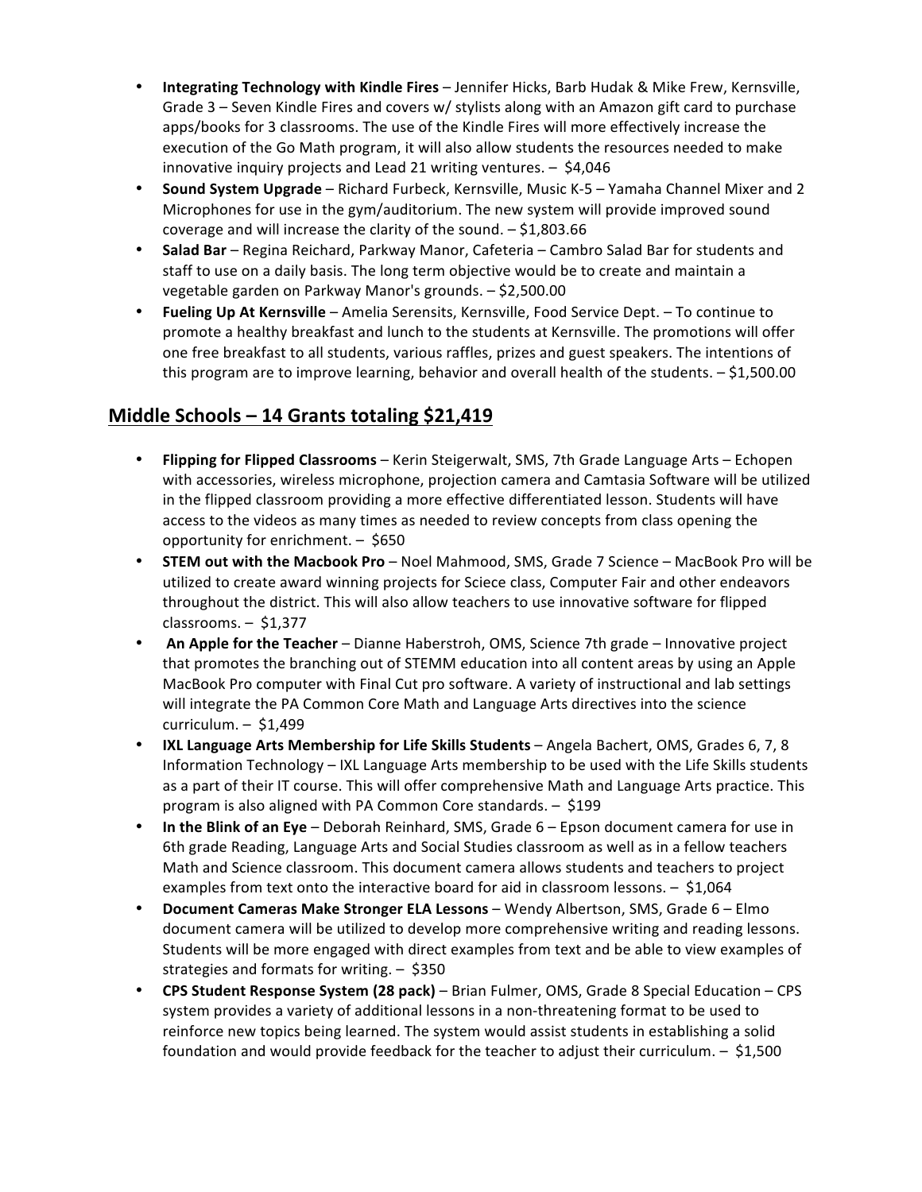- **Integrating Technology with Kindle Fires** – Jennifer Hicks, Barb Hudak & Mike Frew, Kernsville, Grade 3 – Seven Kindle Fires and covers w/ stylists along with an Amazon gift card to purchase apps/books for 3 classrooms. The use of the Kindle Fires will more effectively increase the execution of the Go Math program, it will also allow students the resources needed to make innovative inquiry projects and Lead 21 writing ventures. – $4,046
- **Sound System Upgrade** – Richard Furbeck, Kernsville, Music K-5 – Yamaha Channel Mixer and 2 Microphones for use in the gym/auditorium. The new system will provide improved sound coverage and will increase the clarity of the sound. – $1,803.66
- **Salad Bar** – Regina Reichard, Parkway Manor, Cafeteria – Cambro Salad Bar for students and staff to use on a daily basis. The long term objective would be to create and maintain a vegetable garden on Parkway Manor's grounds. – $2,500.00
- **Fueling Up At Kernsville** – Amelia Serensits, Kernsville, Food Service Dept. – To continue to promote a healthy breakfast and lunch to the students at Kernsville. The promotions will offer one free breakfast to all students, various raffles, prizes and guest speakers. The intentions of this program are to improve learning, behavior and overall health of the students. – $1,500.00

## Middle Schools – 14 Grants totaling $21,419

- **Flipping for Flipped Classrooms** – Kerin Steigerwalt, SMS, 7th Grade Language Arts – Echopen with accessories, wireless microphone, projection camera and Camtasia Software will be utilized in the flipped classroom providing a more effective differentiated lesson. Students will have access to the videos as many times as needed to review concepts from class opening the opportunity for enrichment. – $650
- **STEM out with the Macbook Pro** – Noel Mahmood, SMS, Grade 7 Science – MacBook Pro will be utilized to create award winning projects for Sciece class, Computer Fair and other endeavors throughout the district. This will also allow teachers to use innovative software for flipped classrooms. – $1,377
- **An Apple for the Teacher** – Dianne Haberstroh, OMS, Science 7th grade – Innovative project that promotes the branching out of STEMM education into all content areas by using an Apple MacBook Pro computer with Final Cut pro software. A variety of instructional and lab settings will integrate the PA Common Core Math and Language Arts directives into the science curriculum. – $1,499
- **IXL Language Arts Membership for Life Skills Students** – Angela Bachert, OMS, Grades 6, 7, 8 Information Technology – IXL Language Arts membership to be used with the Life Skills students as a part of their IT course. This will offer comprehensive Math and Language Arts practice. This program is also aligned with PA Common Core standards. – $199
- **In the Blink of an Eye** – Deborah Reinhard, SMS, Grade 6 – Epson document camera for use in 6th grade Reading, Language Arts and Social Studies classroom as well as in a fellow teachers Math and Science classroom. This document camera allows students and teachers to project examples from text onto the interactive board for aid in classroom lessons. – $1,064
- **Document Cameras Make Stronger ELA Lessons** – Wendy Albertson, SMS, Grade 6 – Elmo document camera will be utilized to develop more comprehensive writing and reading lessons. Students will be more engaged with direct examples from text and be able to view examples of strategies and formats for writing. – $350
- **CPS Student Response System (28 pack)** – Brian Fulmer, OMS, Grade 8 Special Education – CPS system provides a variety of additional lessons in a non-threatening format to be used to reinforce new topics being learned. The system would assist students in establishing a solid foundation and would provide feedback for the teacher to adjust their curriculum. – $1,500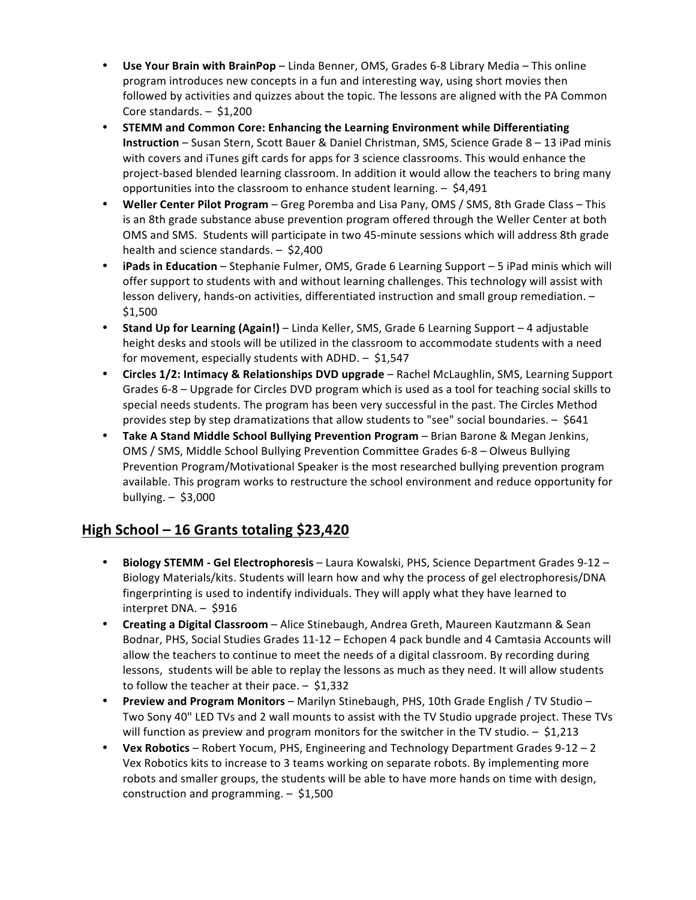- **Use Your Brain with BrainPop** – Linda Benner, OMS, Grades 6-8 Library Media – This online program introduces new concepts in a fun and interesting way, using short movies then followed by activities and quizzes about the topic. The lessons are aligned with the PA Common Core standards. – $1,200
- **STEMM and Common Core: Enhancing the Learning Environment while Differentiating Instruction** – Susan Stern, Scott Bauer & Daniel Christman, SMS, Science Grade 8 – 13 iPad minis with covers and iTunes gift cards for apps for 3 science classrooms. This would enhance the project-based blended learning classroom. In addition it would allow the teachers to bring many opportunities into the classroom to enhance student learning. – $4,491
- **Weller Center Pilot Program** – Greg Poremba and Lisa Pany, OMS / SMS, 8th Grade Class – This is an 8th grade substance abuse prevention program offered through the Weller Center at both OMS and SMS. Students will participate in two 45-minute sessions which will address 8th grade health and science standards. – $2,400
- **iPads in Education** – Stephanie Fulmer, OMS, Grade 6 Learning Support – 5 iPad minis which will offer support to students with and without learning challenges. This technology will assist with lesson delivery, hands-on activities, differentiated instruction and small group remediation. – $1,500
- **Stand Up for Learning (Again!)** – Linda Keller, SMS, Grade 6 Learning Support – 4 adjustable height desks and stools will be utilized in the classroom to accommodate students with a need for movement, especially students with ADHD. – $1,547
- **Circles 1/2: Intimacy & Relationships DVD upgrade** – Rachel McLaughlin, SMS, Learning Support Grades 6-8 – Upgrade for Circles DVD program which is used as a tool for teaching social skills to special needs students. The program has been very successful in the past. The Circles Method provides step by step dramatizations that allow students to "see" social boundaries. – $641
- **Take A Stand Middle School Bullying Prevention Program** – Brian Barone & Megan Jenkins, OMS / SMS, Middle School Bullying Prevention Committee Grades 6-8 – Olweus Bullying Prevention Program/Motivational Speaker is the most researched bullying prevention program available. This program works to restructure the school environment and reduce opportunity for bullying. – $3,000

## High School – 16 Grants totaling $23,420

- **Biology STEMM - Gel Electrophoresis** – Laura Kowalski, PHS, Science Department Grades 9-12 – Biology Materials/kits. Students will learn how and why the process of gel electrophoresis/DNA fingerprinting is used to indentify individuals. They will apply what they have learned to interpret DNA. – $916
- **Creating a Digital Classroom** – Alice Stinebaugh, Andrea Greth, Maureen Kautzmann & Sean Bodnar, PHS, Social Studies Grades 11-12 – Echopen 4 pack bundle and 4 Camtasia Accounts will allow the teachers to continue to meet the needs of a digital classroom. By recording during lessons, students will be able to replay the lessons as much as they need. It will allow students to follow the teacher at their pace. – $1,332
- **Preview and Program Monitors** – Marilyn Stinebaugh, PHS, 10th Grade English / TV Studio – Two Sony 40" LED TVs and 2 wall mounts to assist with the TV Studio upgrade project. These TVs will function as preview and program monitors for the switcher in the TV studio. – $1,213
- **Vex Robotics** – Robert Yocum, PHS, Engineering and Technology Department Grades 9-12 – 2 Vex Robotics kits to increase to 3 teams working on separate robots. By implementing more robots and smaller groups, the students will be able to have more hands on time with design, construction and programming. – $1,500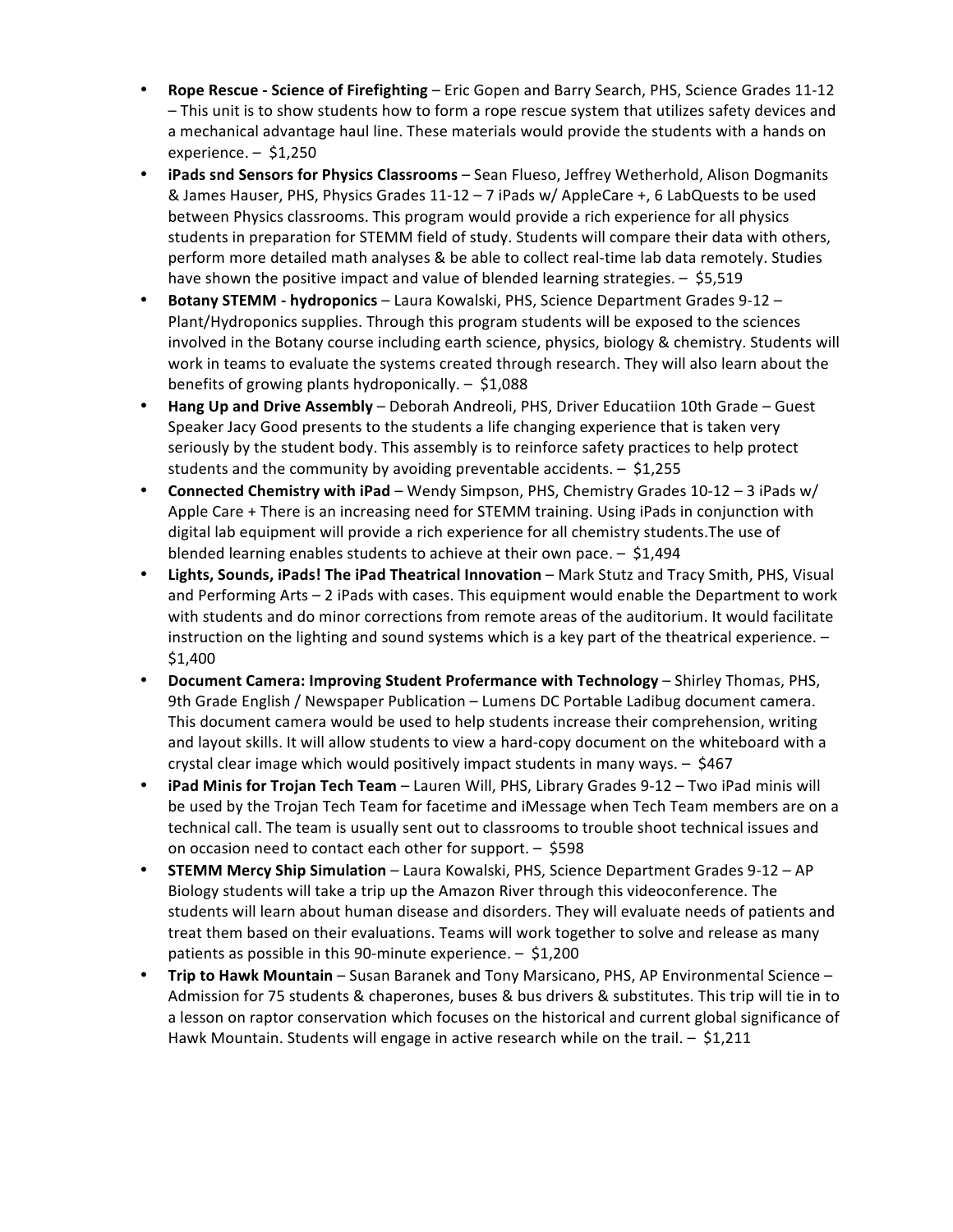- **Rope Rescue - Science of Firefighting** – Eric Gopen and Barry Search, PHS, Science Grades 11-12 – This unit is to show students how to form a rope rescue system that utilizes safety devices and a mechanical advantage haul line. These materials would provide the students with a hands on experience. – $1,250
- **iPads snd Sensors for Physics Classrooms** – Sean Flueso, Jeffrey Wetherhold, Alison Dogmanits & James Hauser, PHS, Physics Grades 11-12 – 7 iPads w/ AppleCare +, 6 LabQuests to be used between Physics classrooms. This program would provide a rich experience for all physics students in preparation for STEMM field of study. Students will compare their data with others, perform more detailed math analyses & be able to collect real-time lab data remotely. Studies have shown the positive impact and value of blended learning strategies. – $5,519
- **Botany STEMM - hydroponics** – Laura Kowalski, PHS, Science Department Grades 9-12 – Plant/Hydroponics supplies. Through this program students will be exposed to the sciences involved in the Botany course including earth science, physics, biology & chemistry. Students will work in teams to evaluate the systems created through research. They will also learn about the benefits of growing plants hydroponically. – $1,088
- **Hang Up and Drive Assembly** – Deborah Andreoli, PHS, Driver Educatiion 10th Grade – Guest Speaker Jacy Good presents to the students a life changing experience that is taken very seriously by the student body. This assembly is to reinforce safety practices to help protect students and the community by avoiding preventable accidents. – $1,255
- **Connected Chemistry with iPad** – Wendy Simpson, PHS, Chemistry Grades 10-12 – 3 iPads w/ Apple Care + There is an increasing need for STEMM training. Using iPads in conjunction with digital lab equipment will provide a rich experience for all chemistry students.The use of blended learning enables students to achieve at their own pace. – $1,494
- **Lights, Sounds, iPads! The iPad Theatrical Innovation** – Mark Stutz and Tracy Smith, PHS, Visual and Performing Arts – 2 iPads with cases. This equipment would enable the Department to work with students and do minor corrections from remote areas of the auditorium. It would facilitate instruction on the lighting and sound systems which is a key part of the theatrical experience. – $1,400
- **Document Camera: Improving Student Profermance with Technology** – Shirley Thomas, PHS, 9th Grade English / Newspaper Publication – Lumens DC Portable Ladibug document camera. This document camera would be used to help students increase their comprehension, writing and layout skills. It will allow students to view a hard-copy document on the whiteboard with a crystal clear image which would positively impact students in many ways. – $467
- **iPad Minis for Trojan Tech Team** – Lauren Will, PHS, Library Grades 9-12 – Two iPad minis will be used by the Trojan Tech Team for facetime and iMessage when Tech Team members are on a technical call. The team is usually sent out to classrooms to trouble shoot technical issues and on occasion need to contact each other for support. – $598
- **STEMM Mercy Ship Simulation** – Laura Kowalski, PHS, Science Department Grades 9-12 – AP Biology students will take a trip up the Amazon River through this videoconference. The students will learn about human disease and disorders. They will evaluate needs of patients and treat them based on their evaluations. Teams will work together to solve and release as many patients as possible in this 90-minute experience. – $1,200
- **Trip to Hawk Mountain** – Susan Baranek and Tony Marsicano, PHS, AP Environmental Science – Admission for 75 students & chaperones, buses & bus drivers & substitutes. This trip will tie in to a lesson on raptor conservation which focuses on the historical and current global significance of Hawk Mountain. Students will engage in active research while on the trail. – $1,211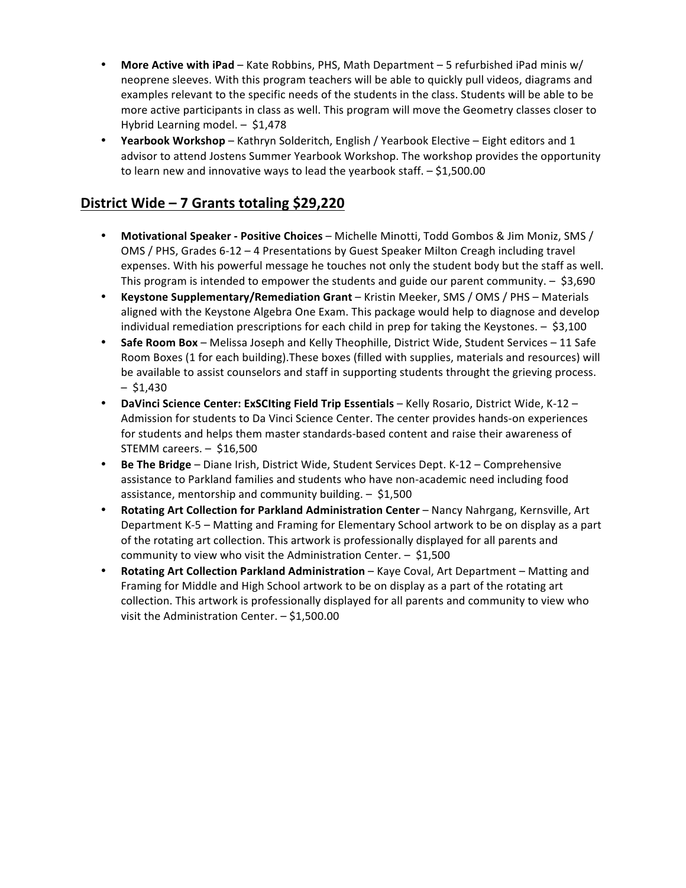- **More Active with iPad** – Kate Robbins, PHS, Math Department – 5 refurbished iPad minis w/ neoprene sleeves. With this program teachers will be able to quickly pull videos, diagrams and examples relevant to the specific needs of the students in the class. Students will be able to be more active participants in class as well. This program will move the Geometry classes closer to Hybrid Learning model. – $1,478
- **Yearbook Workshop** – Kathryn Solderitch, English / Yearbook Elective – Eight editors and 1 advisor to attend Jostens Summer Yearbook Workshop. The workshop provides the opportunity to learn new and innovative ways to lead the yearbook staff. – $1,500.00

## District Wide – 7 Grants totaling $29,220

- **Motivational Speaker - Positive Choices** – Michelle Minotti, Todd Gombos & Jim Moniz, SMS / OMS / PHS, Grades 6-12 – 4 Presentations by Guest Speaker Milton Creagh including travel expenses. With his powerful message he touches not only the student body but the staff as well. This program is intended to empower the students and guide our parent community. – $3,690
- **Keystone Supplementary/Remediation Grant** – Kristin Meeker, SMS / OMS / PHS – Materials aligned with the Keystone Algebra One Exam. This package would help to diagnose and develop individual remediation prescriptions for each child in prep for taking the Keystones. – $3,100
- **Safe Room Box** – Melissa Joseph and Kelly Theophille, District Wide, Student Services – 11 Safe Room Boxes (1 for each building).These boxes (filled with supplies, materials and resources) will be available to assist counselors and staff in supporting students throught the grieving process. – $1,430
- **DaVinci Science Center: ExSCIting Field Trip Essentials** – Kelly Rosario, District Wide, K-12 – Admission for students to Da Vinci Science Center. The center provides hands-on experiences for students and helps them master standards-based content and raise their awareness of STEMM careers. – $16,500
- **Be The Bridge** – Diane Irish, District Wide, Student Services Dept. K-12 – Comprehensive assistance to Parkland families and students who have non-academic need including food assistance, mentorship and community building. – $1,500
- **Rotating Art Collection for Parkland Administration Center** – Nancy Nahrgang, Kernsville, Art Department K-5 – Matting and Framing for Elementary School artwork to be on display as a part of the rotating art collection. This artwork is professionally displayed for all parents and community to view who visit the Administration Center. – $1,500
- **Rotating Art Collection Parkland Administration** – Kaye Coval, Art Department – Matting and Framing for Middle and High School artwork to be on display as a part of the rotating art collection. This artwork is professionally displayed for all parents and community to view who visit the Administration Center. – $1,500.00